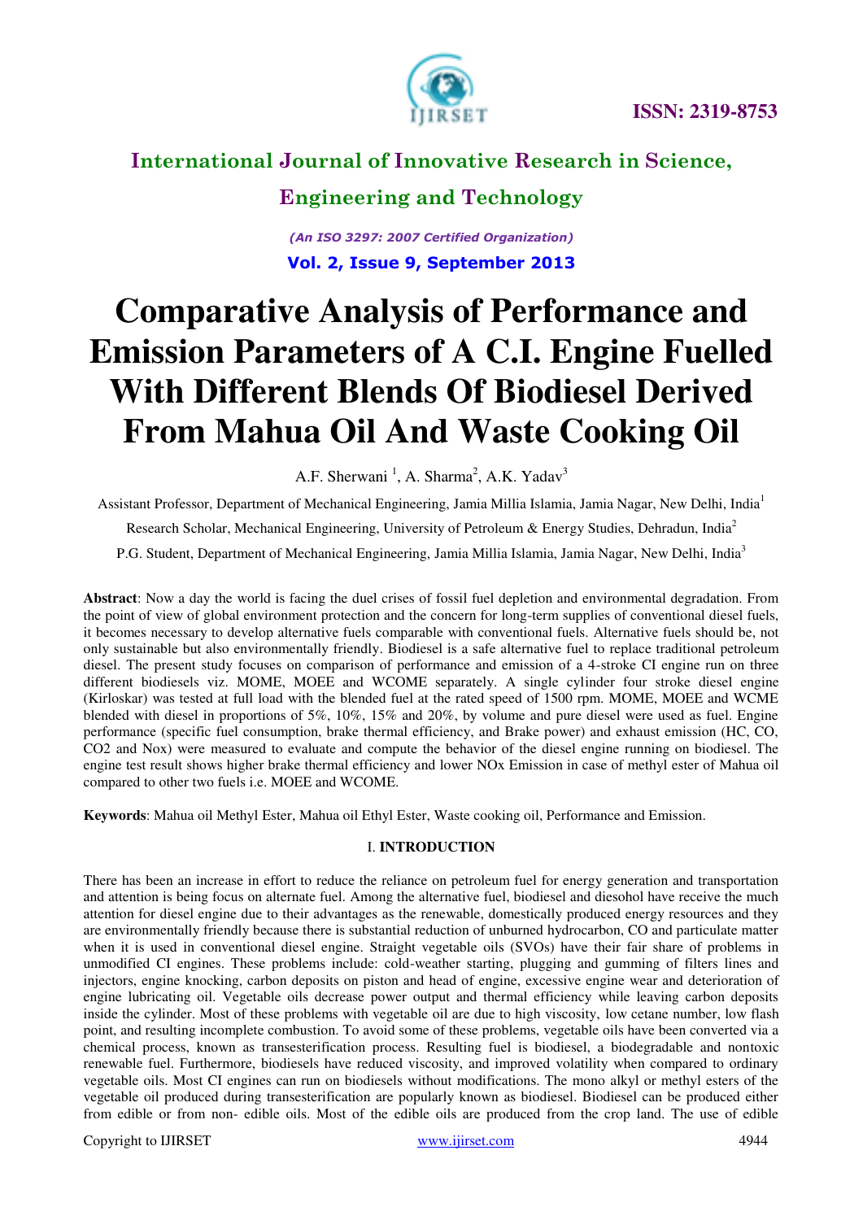# Comparative Analysis of Performance and Emission Parameters of A C.I. Engine Fuelled With Different Blends Of Biodiesel Derived From Mahua Oil And Waste Cooking Oil

A.F. Sherwani [1], A. Sharma[2], A.K. Yadav[3]

Assistant Professor, Department of Mechanical Engineering, Jamia Millia Islamia, Jamia Nagar, New Delhi, India[1]

Research Scholar, Mechanical Engineering, University of Petroleum & Energy Studies, Dehradun, India[2]

P.G. Student, Department of Mechanical Engineering, Jamia Millia Islamia, Jamia Nagar, New Delhi, India[3]

**Abstract**: Now a day the world is facing the duel crises of fossil fuel depletion and environmental degradation. From the point of view of global environment protection and the concern for long-term supplies of conventional diesel fuels, it becomes necessary to develop alternative fuels comparable with conventional fuels. Alternative fuels should be, not only sustainable but also environmentally friendly. Biodiesel is a safe alternative fuel to replace traditional petroleum diesel. The present study focuses on comparison of performance and emission of a 4-stroke CI engine run on three different biodiesels viz. MOME, MOEE and WCOME separately. A single cylinder four stroke diesel engine (Kirloskar) was tested at full load with the blended fuel at the rated speed of 1500 rpm. MOME, MOEE and WCME blended with diesel in proportions of 5%, 10%, 15% and 20%, by volume and pure diesel were used as fuel. Engine performance (specific fuel consumption, brake thermal efficiency, and Brake power) and exhaust emission (HC, CO, CO2 and Nox) were measured to evaluate and compute the behavior of the diesel engine running on biodiesel. The engine test result shows higher brake thermal efficiency and lower NOx Emission in case of methyl ester of Mahua oil compared to other two fuels i.e. MOEE and WCOME.

**Keywords**: Mahua oil Methyl Ester, Mahua oil Ethyl Ester, Waste cooking oil, Performance and Emission.

## I. INTRODUCTION

There has been an increase in effort to reduce the reliance on petroleum fuel for energy generation and transportation and attention is being focus on alternate fuel. Among the alternative fuel, biodiesel and diesohol have receive the much attention for diesel engine due to their advantages as the renewable, domestically produced energy resources and they are environmentally friendly because there is substantial reduction of unburned hydrocarbon, CO and particulate matter when it is used in conventional diesel engine. Straight vegetable oils (SVOs) have their fair share of problems in unmodified CI engines. These problems include: cold-weather starting, plugging and gumming of filters lines and injectors, engine knocking, carbon deposits on piston and head of engine, excessive engine wear and deterioration of engine lubricating oil. Vegetable oils decrease power output and thermal efficiency while leaving carbon deposits inside the cylinder. Most of these problems with vegetable oil are due to high viscosity, low cetane number, low flash point, and resulting incomplete combustion. To avoid some of these problems, vegetable oils have been converted via a chemical process, known as transesterification process. Resulting fuel is biodiesel, a biodegradable and nontoxic renewable fuel. Furthermore, biodiesels have reduced viscosity, and improved volatility when compared to ordinary vegetable oils. Most CI engines can run on biodiesels without modifications. The mono alkyl or methyl esters of the vegetable oil produced during transesterification are popularly known as biodiesel. Biodiesel can be produced either from edible or from non- edible oils. Most of the edible oils are produced from the crop land. The use of edible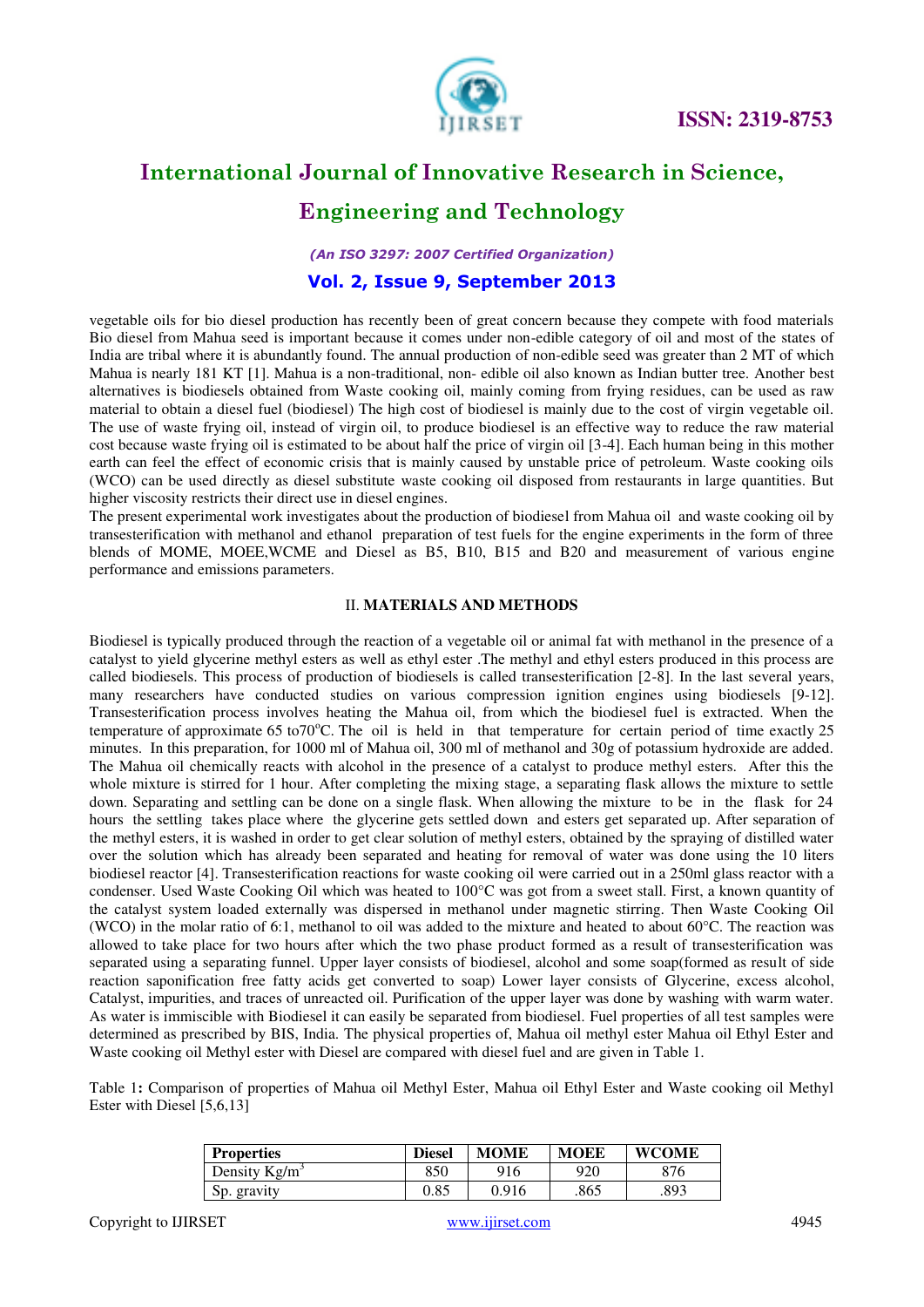vegetable oils for bio diesel production has recently been of great concern because they compete with food materials Bio diesel from Mahua seed is important because it comes under non-edible category of oil and most of the states of India are tribal where it is abundantly found. The annual production of non-edible seed was greater than 2 MT of which Mahua is nearly 181 KT [1]. Mahua is a non-traditional, non- edible oil also known as Indian butter tree. Another best alternatives is biodiesels obtained from Waste cooking oil, mainly coming from frying residues, can be used as raw material to obtain a diesel fuel (biodiesel) The high cost of biodiesel is mainly due to the cost of virgin vegetable oil. The use of waste frying oil, instead of virgin oil, to produce biodiesel is an effective way to reduce the raw material cost because waste frying oil is estimated to be about half the price of virgin oil [3-4]. Each human being in this mother earth can feel the effect of economic crisis that is mainly caused by unstable price of petroleum. Waste cooking oils (WCO) can be used directly as diesel substitute waste cooking oil disposed from restaurants in large quantities. But higher viscosity restricts their direct use in diesel engines.

The present experimental work investigates about the production of biodiesel from Mahua oil and waste cooking oil by transesterification with methanol and ethanol preparation of test fuels for the engine experiments in the form of three blends of MOME, MOEE,WCME and Diesel as B5, B10, B15 and B20 and measurement of various engine performance and emissions parameters.

## II. MATERIALS AND METHODS

Biodiesel is typically produced through the reaction of a vegetable oil or animal fat with methanol in the presence of a catalyst to yield glycerine methyl esters as well as ethyl ester .The methyl and ethyl esters produced in this process are called biodiesels. This process of production of biodiesels is called transesterification [2-8]. In the last several years, many researchers have conducted studies on various compression ignition engines using biodiesels [9-12]. Transesterification process involves heating the Mahua oil, from which the biodiesel fuel is extracted. When the temperature of approximate 65 to70$^o$C. The oil is held in that temperature for certain period of time exactly 25 minutes. In this preparation, for 1000 ml of Mahua oil, 300 ml of methanol and 30g of potassium hydroxide are added. The Mahua oil chemically reacts with alcohol in the presence of a catalyst to produce methyl esters. After this the whole mixture is stirred for 1 hour. After completing the mixing stage, a separating flask allows the mixture to settle down. Separating and settling can be done on a single flask. When allowing the mixture to be in the flask for 24 hours the settling takes place where the glycerine gets settled down and esters get separated up. After separation of the methyl esters, it is washed in order to get clear solution of methyl esters, obtained by the spraying of distilled water over the solution which has already been separated and heating for removal of water was done using the 10 liters biodiesel reactor [4]. Transesterification reactions for waste cooking oil were carried out in a 250ml glass reactor with a condenser. Used Waste Cooking Oil which was heated to 100°C was got from a sweet stall. First, a known quantity of the catalyst system loaded externally was dispersed in methanol under magnetic stirring. Then Waste Cooking Oil (WCO) in the molar ratio of 6:1, methanol to oil was added to the mixture and heated to about 60°C. The reaction was allowed to take place for two hours after which the two phase product formed as a result of transesterification was separated using a separating funnel. Upper layer consists of biodiesel, alcohol and some soap(formed as result of side reaction saponification free fatty acids get converted to soap) Lower layer consists of Glycerine, excess alcohol, Catalyst, impurities, and traces of unreacted oil. Purification of the upper layer was done by washing with warm water. As water is immiscible with Biodiesel it can easily be separated from biodiesel. Fuel properties of all test samples were determined as prescribed by BIS, India. The physical properties of, Mahua oil methyl ester Mahua oil Ethyl Ester and Waste cooking oil Methyl ester with Diesel are compared with diesel fuel and are given in Table 1.

Table 1**:** Comparison of properties of Mahua oil Methyl Ester, Mahua oil Ethyl Ester and Waste cooking oil Methyl Ester with Diesel [5,6,13]

| Properties | Diesel | MOME | MOEE | WCOME |
|---|---|---|---|---|
| Density Kg/m$^3$ | 850 | 916 | 920 | 876 |
| Sp. gravity | 0.85 | 0.916 | .865 | .893 |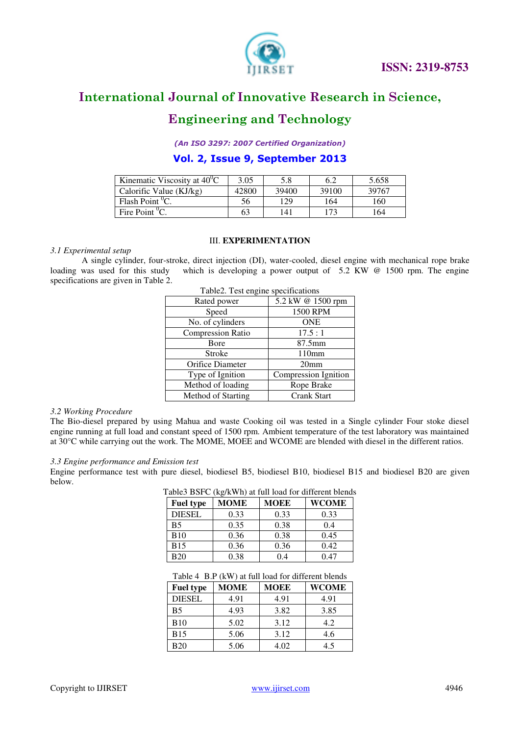| Kinematic Viscosity at $40^0$C | 3.05 | 5.8 | 6.2 | 5.658 |
|---|---|---|---|---|
| Calorific Value (KJ/kg) | 42800 | 39400 | 39100 | 39767 |
| Flash Point $^0$C. | 56 | 129 | 164 | 160 |
| Fire Point $^0$C. | 63 | 141 | 173 | 164 |

## III. EXPERIMENTATION

*3.1 Experimental setup*

A single cylinder, four-stroke, direct injection (DI), water-cooled, diesel engine with mechanical rope brake loading was used for this study which is developing a power output of 5.2 KW @ 1500 rpm. The engine specifications are given in Table 2.

Table2. Test engine specifications

| Rated power | 5.2 kW @ 1500 rpm |
|---|---|
| Speed | 1500 RPM |
| No. of cylinders | ONE |
| Compression Ratio | 17.5 : 1 |
| Bore | 87.5mm |
| Stroke | 110mm |
| Orifice Diameter | 20mm |
| Type of Ignition | Compression Ignition |
| Method of loading | Rope Brake |
| Method of Starting | Crank Start |

*3.2 Working Procedure*

The Bio-diesel prepared by using Mahua and waste Cooking oil was tested in a Single cylinder Four stoke diesel engine running at full load and constant speed of 1500 rpm. Ambient temperature of the test laboratory was maintained at 30°C while carrying out the work. The MOME, MOEE and WCOME are blended with diesel in the different ratios.

*3.3 Engine performance and Emission test*

Engine performance test with pure diesel, biodiesel B5, biodiesel B10, biodiesel B15 and biodiesel B20 are given below.

Table3 BSFC (kg/kWh) at full load for different blends

| Fuel type | MOME | MOEE | WCOME |
|---|---|---|---|
| DIESEL | 0.33 | 0.33 | 0.33 |
| B5 | 0.35 | 0.38 | 0.4 |
| B10 | 0.36 | 0.38 | 0.45 |
| B15 | 0.36 | 0.36 | 0.42 |
| B20 | 0.38 | 0.4 | 0.47 |

Table 4 B.P (kW) at full load for different blends

| Fuel type | MOME | MOEE | WCOME |
|---|---|---|---|
| DIESEL | 4.91 | 4.91 | 4.91 |
| B5 | 4.93 | 3.82 | 3.85 |
| B10 | 5.02 | 3.12 | 4.2 |
| B15 | 5.06 | 3.12 | 4.6 |
| B20 | 5.06 | 4.02 | 4.5 |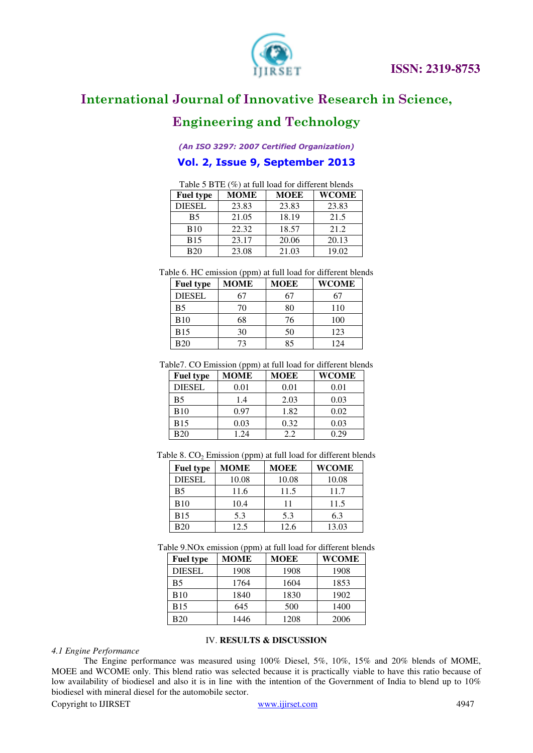Table 5 BTE (%) at full load for different blends

| Fuel type | MOME | MOEE | WCOME |
|---|---|---|---|
| DIESEL | 23.83 | 23.83 | 23.83 |
| B5 | 21.05 | 18.19 | 21.5 |
| B10 | 22.32 | 18.57 | 21.2 |
| B15 | 23.17 | 20.06 | 20.13 |
| B20 | 23.08 | 21.03 | 19.02 |

Table 6. HC emission (ppm) at full load for different blends

| Fuel type | MOME | MOEE | WCOME |
|---|---|---|---|
| DIESEL | 67 | 67 | 67 |
| B5 | 70 | 80 | 110 |
| B10 | 68 | 76 | 100 |
| B15 | 30 | 50 | 123 |
| B20 | 73 | 85 | 124 |

Table7. CO Emission (ppm) at full load for different blends

| Fuel type | MOME | MOEE | WCOME |
|---|---|---|---|
| DIESEL | 0.01 | 0.01 | 0.01 |
| B5 | 1.4 | 2.03 | 0.03 |
| B10 | 0.97 | 1.82 | 0.02 |
| B15 | 0.03 | 0.32 | 0.03 |
| B20 | 1.24 | 2.2 | 0.29 |

Table 8. $CO_2$ Emission (ppm) at full load for different blends

| Fuel type | MOME | MOEE | WCOME |
|---|---|---|---|
| DIESEL | 10.08 | 10.08 | 10.08 |
| B5 | 11.6 | 11.5 | 11.7 |
| B10 | 10.4 | 11 | 11.5 |
| B15 | 5.3 | 5.3 | 6.3 |
| B20 | 12.5 | 12.6 | 13.03 |

Table 9.NOx emission (ppm) at full load for different blends

| Fuel type | MOME | MOEE | WCOME |
|---|---|---|---|
| DIESEL | 1908 | 1908 | 1908 |
| B5 | 1764 | 1604 | 1853 |
| B10 | 1840 | 1830 | 1902 |
| B15 | 645 | 500 | 1400 |
| B20 | 1446 | 1208 | 2006 |

## IV. RESULTS & DISCUSSION

*4.1 Engine Performance*

The Engine performance was measured using 100% Diesel, 5%, 10%, 15% and 20% blends of MOME, MOEE and WCOME only. This blend ratio was selected because it is practically viable to have this ratio because of low availability of biodiesel and also it is in line with the intention of the Government of India to blend up to 10% biodiesel with mineral diesel for the automobile sector.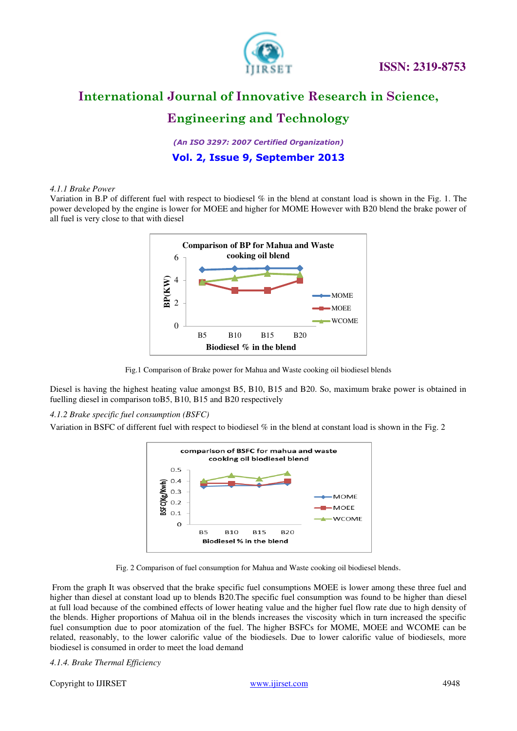*4.1.1 Brake Power*

Variation in B.P of different fuel with respect to biodiesel % in the blend at constant load is shown in the Fig. 1. The power developed by the engine is lower for MOEE and higher for MOME However with B20 blend the brake power of all fuel is very close to that with diesel

Fig.1 Comparison of Brake power for Mahua and Waste cooking oil biodiesel blends

Diesel is having the highest heating value amongst B5, B10, B15 and B20. So, maximum brake power is obtained in fuelling diesel in comparison toB5, B10, B15 and B20 respectively

*4.1.2 Brake specific fuel consumption (BSFC)*

Variation in BSFC of different fuel with respect to biodiesel % in the blend at constant load is shown in the Fig. 2

Fig. 2 Comparison of fuel consumption for Mahua and Waste cooking oil biodiesel blends.

From the graph It was observed that the brake specific fuel consumptions MOEE is lower among these three fuel and higher than diesel at constant load up to blends B20.The specific fuel consumption was found to be higher than diesel at full load because of the combined effects of lower heating value and the higher fuel flow rate due to high density of the blends. Higher proportions of Mahua oil in the blends increases the viscosity which in turn increased the specific fuel consumption due to poor atomization of the fuel. The higher BSFCs for MOME, MOEE and WCOME can be related, reasonably, to the lower calorific value of the biodiesels. Due to lower calorific value of biodiesels, more biodiesel is consumed in order to meet the load demand

*4.1.4. Brake Thermal Efficiency*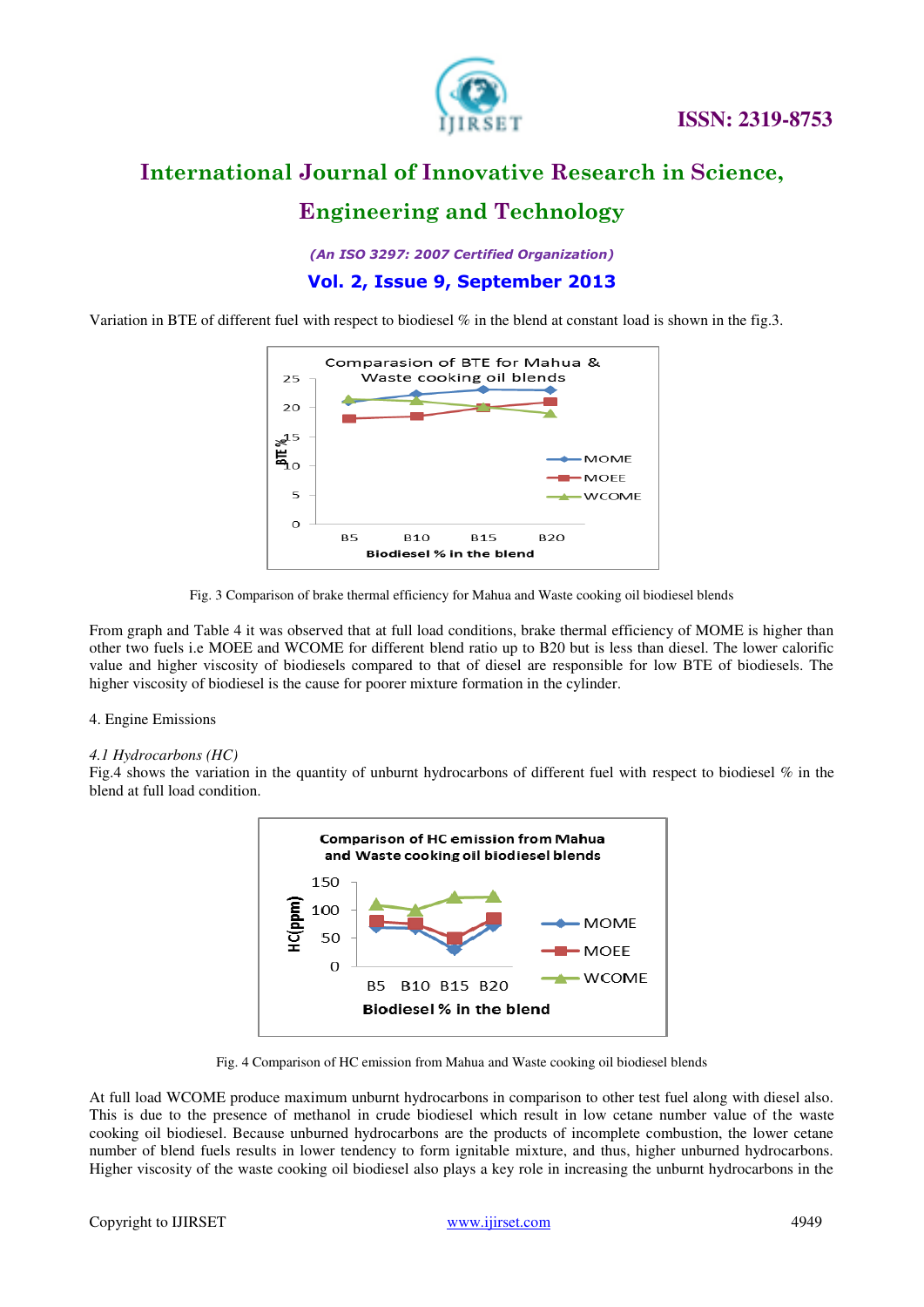Variation in BTE of different fuel with respect to biodiesel % in the blend at constant load is shown in the fig.3.

Fig. 3 Comparison of brake thermal efficiency for Mahua and Waste cooking oil biodiesel blends

From graph and Table 4 it was observed that at full load conditions, brake thermal efficiency of MOME is higher than other two fuels i.e MOEE and WCOME for different blend ratio up to B20 but is less than diesel. The lower calorific value and higher viscosity of biodiesels compared to that of diesel are responsible for low BTE of biodiesels. The higher viscosity of biodiesel is the cause for poorer mixture formation in the cylinder.

4. Engine Emissions

*4.1 Hydrocarbons (HC)*

Fig.4 shows the variation in the quantity of unburnt hydrocarbons of different fuel with respect to biodiesel % in the blend at full load condition.

Fig. 4 Comparison of HC emission from Mahua and Waste cooking oil biodiesel blends

At full load WCOME produce maximum unburnt hydrocarbons in comparison to other test fuel along with diesel also. This is due to the presence of methanol in crude biodiesel which result in low cetane number value of the waste cooking oil biodiesel. Because unburned hydrocarbons are the products of incomplete combustion, the lower cetane number of blend fuels results in lower tendency to form ignitable mixture, and thus, higher unburned hydrocarbons. Higher viscosity of the waste cooking oil biodiesel also plays a key role in increasing the unburnt hydrocarbons in the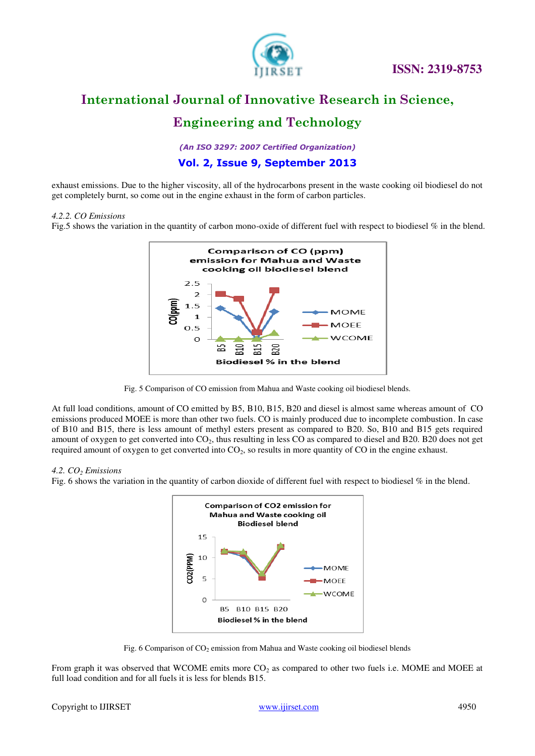exhaust emissions. Due to the higher viscosity, all of the hydrocarbons present in the waste cooking oil biodiesel do not get completely burnt, so come out in the engine exhaust in the form of carbon particles.

*4.2.2. CO Emissions*

Fig.5 shows the variation in the quantity of carbon mono-oxide of different fuel with respect to biodiesel % in the blend.

Fig. 5 Comparison of CO emission from Mahua and Waste cooking oil biodiesel blends.

At full load conditions, amount of CO emitted by B5, B10, B15, B20 and diesel is almost same whereas amount of CO emissions produced MOEE is more than other two fuels. CO is mainly produced due to incomplete combustion. In case of B10 and B15, there is less amount of methyl esters present as compared to B20. So, B10 and B15 gets required amount of oxygen to get converted into $CO_2$, thus resulting in less CO as compared to diesel and B20. B20 does not get required amount of oxygen to get converted into $CO_2$, so results in more quantity of CO in the engine exhaust.

*4.2. $CO_2$ Emissions*

Fig. 6 shows the variation in the quantity of carbon dioxide of different fuel with respect to biodiesel % in the blend.

Fig. 6 Comparison of $CO_2$ emission from Mahua and Waste cooking oil biodiesel blends

From graph it was observed that WCOME emits more $CO_2$ as compared to other two fuels i.e. MOME and MOEE at full load condition and for all fuels it is less for blends B15.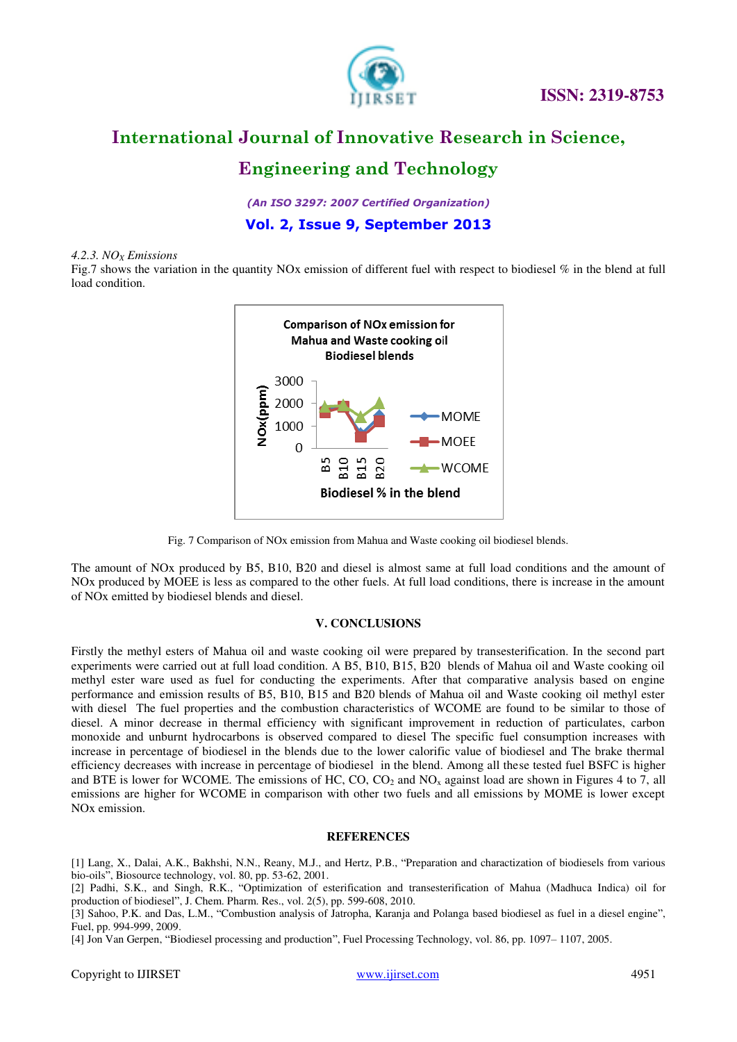#### 4.2.3. $NO_X$ Emissions

Fig.7 shows the variation in the quantity NOx emission of different fuel with respect to biodiesel % in the blend at full load condition.

Fig. 7 Comparison of NOx emission from Mahua and Waste cooking oil biodiesel blends.

The amount of NOx produced by B5, B10, B20 and diesel is almost same at full load conditions and the amount of NOx produced by MOEE is less as compared to the other fuels. At full load conditions, there is increase in the amount of NOx emitted by biodiesel blends and diesel.

## V. CONCLUSIONS

Firstly the methyl esters of Mahua oil and waste cooking oil were prepared by transesterification. In the second part experiments were carried out at full load condition. A B5, B10, B15, B20 blends of Mahua oil and Waste cooking oil methyl ester ware used as fuel for conducting the experiments. After that comparative analysis based on engine performance and emission results of B5, B10, B15 and B20 blends of Mahua oil and Waste cooking oil methyl ester with diesel The fuel properties and the combustion characteristics of WCOME are found to be similar to those of diesel. A minor decrease in thermal efficiency with significant improvement in reduction of particulates, carbon monoxide and unburnt hydrocarbons is observed compared to diesel The specific fuel consumption increases with increase in percentage of biodiesel in the blends due to the lower calorific value of biodiesel and The brake thermal efficiency decreases with increase in percentage of biodiesel in the blend. Among all these tested fuel BSFC is higher and BTE is lower for WCOME. The emissions of HC, CO, $CO_2$ and $NO_x$ against load are shown in Figures 4 to 7, all emissions are higher for WCOME in comparison with other two fuels and all emissions by MOME is lower except NOx emission.

## REFERENCES

[1] Lang, X., Dalai, A.K., Bakhshi, N.N., Reany, M.J., and Hertz, P.B., "Preparation and charactization of biodiesels from various bio-oils", Biosource technology, vol. 80, pp. 53-62, 2001.

[2] Padhi, S.K., and Singh, R.K., "Optimization of esterification and transesterification of Mahua (Madhuca Indica) oil for production of biodiesel", J. Chem. Pharm. Res., vol. 2(5), pp. 599-608, 2010.

[3] Sahoo, P.K. and Das, L.M., "Combustion analysis of Jatropha, Karanja and Polanga based biodiesel as fuel in a diesel engine", Fuel, pp. 994-999, 2009.

[4] Jon Van Gerpen, "Biodiesel processing and production", Fuel Processing Technology, vol. 86, pp. 1097– 1107, 2005.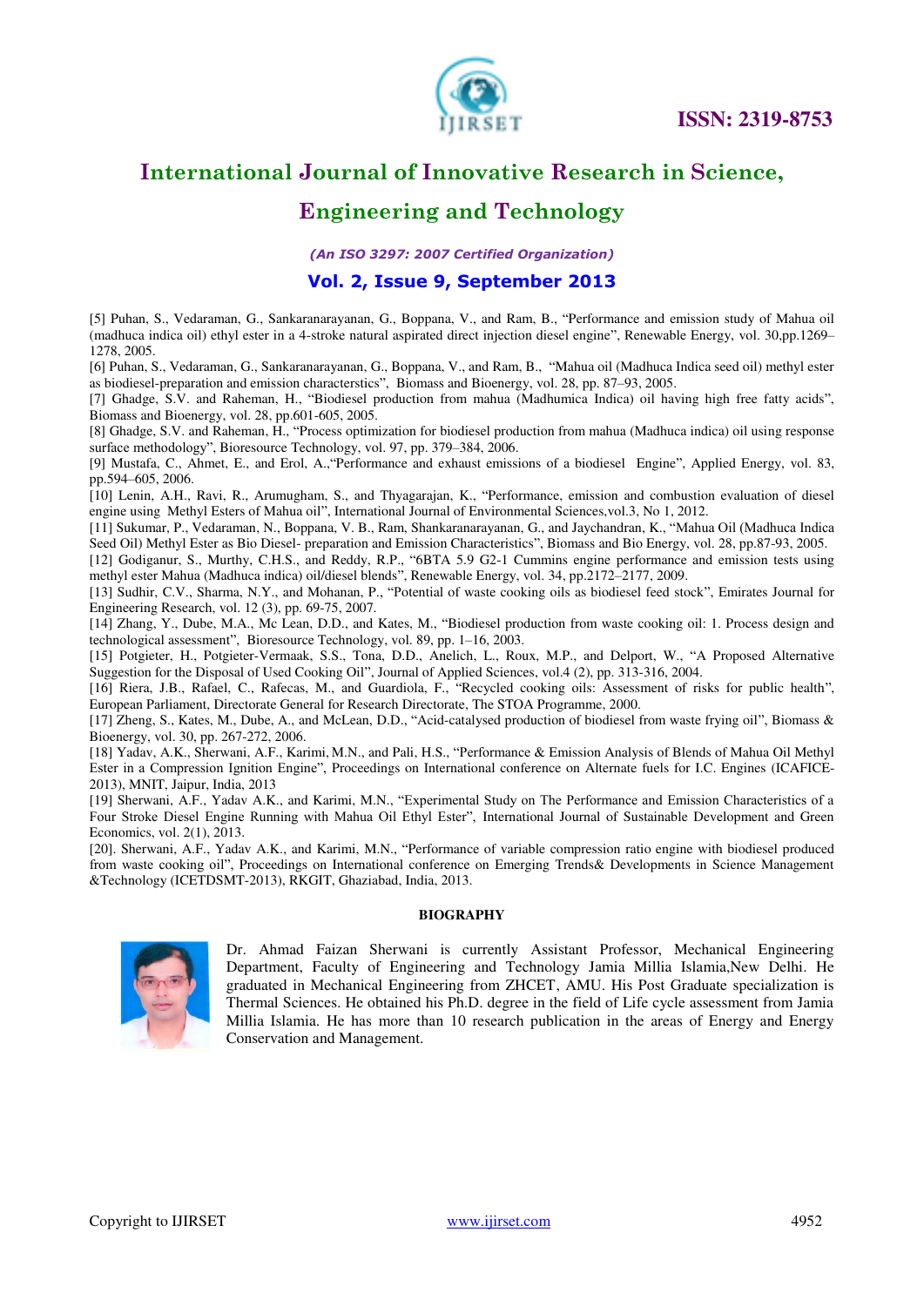[5] Puhan, S., Vedaraman, G., Sankaranarayanan, G., Boppana, V., and Ram, B., "Performance and emission study of Mahua oil (madhuca indica oil) ethyl ester in a 4-stroke natural aspirated direct injection diesel engine", Renewable Energy, vol. 30,pp.1269–1278, 2005.

[6] Puhan, S., Vedaraman, G., Sankaranarayanan, G., Boppana, V., and Ram, B., "Mahua oil (Madhuca Indica seed oil) methyl ester as biodiesel-preparation and emission characterstics", Biomass and Bioenergy, vol. 28, pp. 87–93, 2005.

[7] Ghadge, S.V. and Raheman, H., "Biodiesel production from mahua (Madhumica Indica) oil having high free fatty acids", Biomass and Bioenergy, vol. 28, pp.601-605, 2005.

[8] Ghadge, S.V. and Raheman, H., "Process optimization for biodiesel production from mahua (Madhuca indica) oil using response surface methodology", Bioresource Technology, vol. 97, pp. 379–384, 2006.

[9] Mustafa, C., Ahmet, E., and Erol, A.,"Performance and exhaust emissions of a biodiesel Engine", Applied Energy, vol. 83, pp.594–605, 2006.

[10] Lenin, A.H., Ravi, R., Arumugham, S., and Thyagarajan, K., "Performance, emission and combustion evaluation of diesel engine using Methyl Esters of Mahua oil", International Journal of Environmental Sciences,vol.3, No 1, 2012.

[11] Sukumar, P., Vedaraman, N., Boppana, V. B., Ram, Shankaranarayanan, G., and Jaychandran, K., "Mahua Oil (Madhuca Indica Seed Oil) Methyl Ester as Bio Diesel- preparation and Emission Characteristics", Biomass and Bio Energy, vol. 28, pp.87-93, 2005.

[12] Godiganur, S., Murthy, C.H.S., and Reddy, R.P., "6BTA 5.9 G2-1 Cummins engine performance and emission tests using methyl ester Mahua (Madhuca indica) oil/diesel blends", Renewable Energy, vol. 34, pp.2172–2177, 2009.

[13] Sudhir, C.V., Sharma, N.Y., and Mohanan, P., "Potential of waste cooking oils as biodiesel feed stock", Emirates Journal for Engineering Research, vol. 12 (3), pp. 69-75, 2007.

[14] Zhang, Y., Dube, M.A., Mc Lean, D.D., and Kates, M., "Biodiesel production from waste cooking oil: 1. Process design and technological assessment", Bioresource Technology, vol. 89, pp. 1–16, 2003.

[15] Potgieter, H., Potgieter-Vermaak, S.S., Tona, D.D., Anelich, L., Roux, M.P., and Delport, W., "A Proposed Alternative Suggestion for the Disposal of Used Cooking Oil", Journal of Applied Sciences, vol.4 (2), pp. 313-316, 2004.

[16] Riera, J.B., Rafael, C., Rafecas, M., and Guardiola, F., "Recycled cooking oils: Assessment of risks for public health", European Parliament, Directorate General for Research Directorate, The STOA Programme, 2000.

[17] Zheng, S., Kates, M., Dube, A., and McLean, D.D., "Acid-catalysed production of biodiesel from waste frying oil", Biomass & Bioenergy, vol. 30, pp. 267-272, 2006.

[18] Yadav, A.K., Sherwani, A.F., Karimi, M.N., and Pali, H.S., "Performance & Emission Analysis of Blends of Mahua Oil Methyl Ester in a Compression Ignition Engine", Proceedings on International conference on Alternate fuels for I.C. Engines (ICAFICE-2013), MNIT, Jaipur, India, 2013

[19] Sherwani, A.F., Yadav A.K., and Karimi, M.N., "Experimental Study on The Performance and Emission Characteristics of a Four Stroke Diesel Engine Running with Mahua Oil Ethyl Ester", International Journal of Sustainable Development and Green Economics, vol. 2(1), 2013.

[20]. Sherwani, A.F., Yadav A.K., and Karimi, M.N., "Performance of variable compression ratio engine with biodiesel produced from waste cooking oil", Proceedings on International conference on Emerging Trends& Developments in Science Management &Technology (ICETDSMT-2013), RKGIT, Ghaziabad, India, 2013.

**BIOGRAPHY**

Dr. Ahmad Faizan Sherwani is currently Assistant Professor, Mechanical Engineering Department, Faculty of Engineering and Technology Jamia Millia Islamia,New Delhi. He graduated in Mechanical Engineering from ZHCET, AMU. His Post Graduate specialization is Thermal Sciences. He obtained his Ph.D. degree in the field of Life cycle assessment from Jamia Millia Islamia. He has more than 10 research publication in the areas of Energy and Energy Conservation and Management.